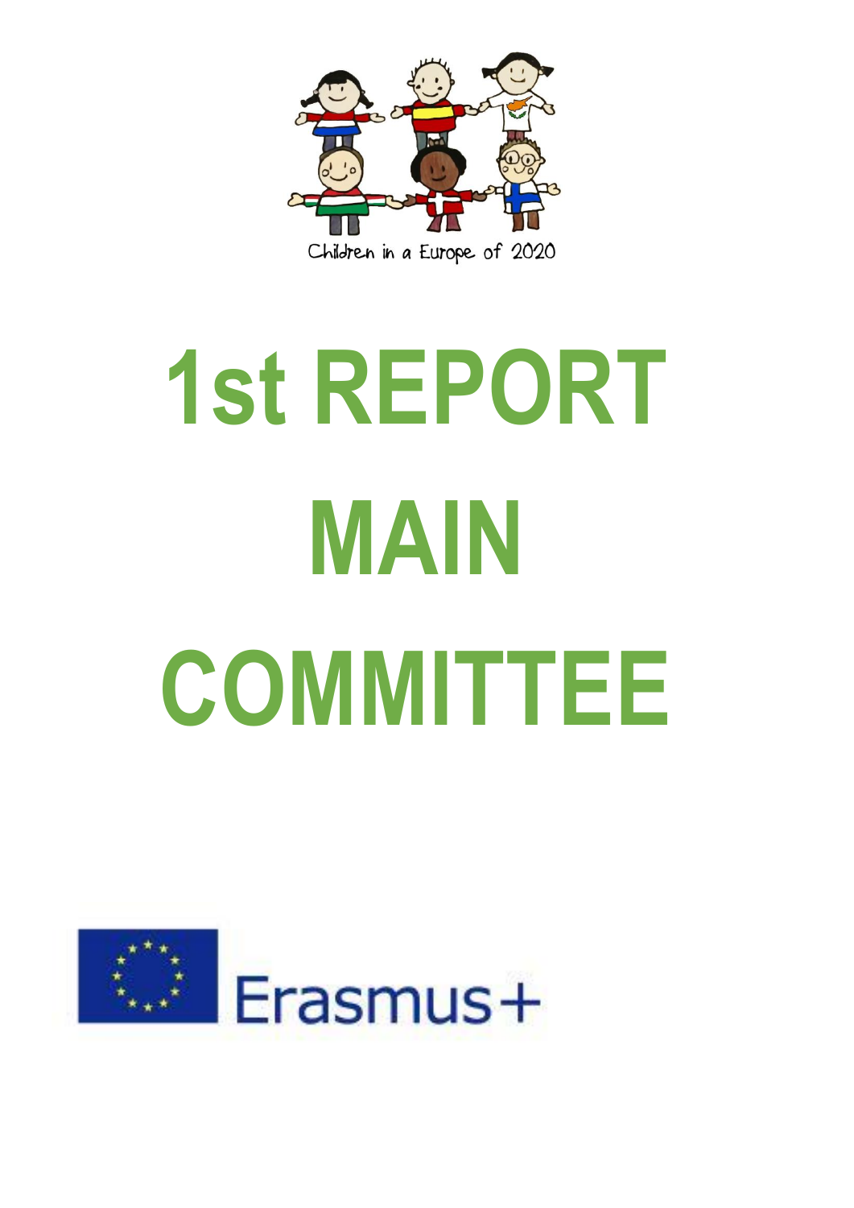Children in a Europe of 2020

# 1st REPORT MAIN COMMITTEE

Erasmus+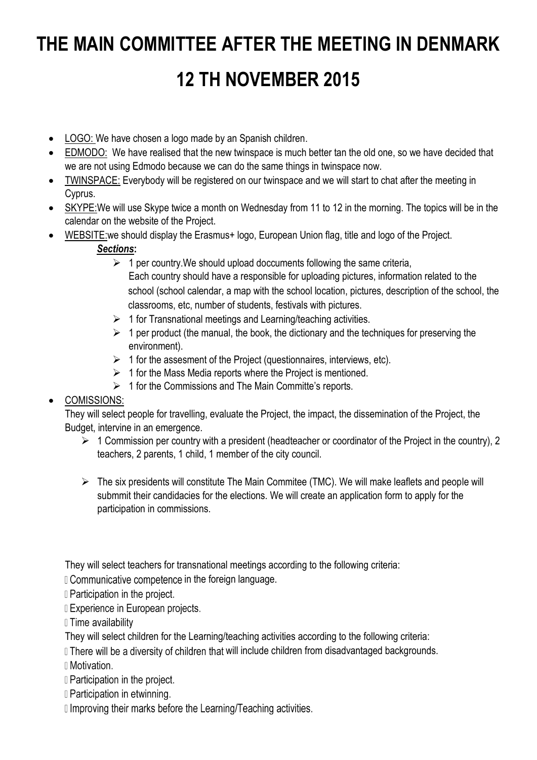# THE MAIN COMMITTEE AFTER THE MEETING IN DENMARK 12 TH NOVEMBER 2015

- LOGO: We have chosen a logo made by an Spanish children.
- EDMODO: We have realised that the new twinspace is much better tan the old one, so we have decided that we are not using Edmodo because we can do the same things in twinspace now.
- TWINSPACE: Everybody will be registered on our twinspace and we will start to chat after the meeting in Cyprus.
- SKYPE:We will use Skype twice a month on Wednesday from 11 to 12 in the morning. The topics will be in the calendar on the website of the Project.
- WEBSITE:we should display the Erasmus+ logo, European Union flag, title and logo of the Project.

  ***Sections*:**

  - 1 per country.We should upload doccuments following the same criteria, Each country should have a responsible for uploading pictures, information related to the school (school calendar, a map with the school location, pictures, description of the school, the classrooms, etc, number of students, festivals with pictures.
  - 1 for Transnational meetings and Learning/teaching activities.
  - 1 per product (the manual, the book, the dictionary and the techniques for preserving the environment).
  - 1 for the assesment of the Project (questionnaires, interviews, etc).
  - 1 for the Mass Media reports where the Project is mentioned.
  - 1 for the Commissions and The Main Committe's reports.
- COMISSIONS:

  They will select people for travelling, evaluate the Project, the impact, the dissemination of the Project, the Budget, intervine in an emergence.

  - 1 Commission per country with a president (headteacher or coordinator of the Project in the country), 2 teachers, 2 parents, 1 child, 1 member of the city council.
  - The six presidents will constitute The Main Commitee (TMC). We will make leaflets and people will submmit their candidacies for the elections. We will create an application form to apply for the participation in commissions.

They will select teachers for transnational meetings according to the following criteria:

- Communicative competence in the foreign language.
- Participation in the project.
- Experience in European projects.
- Time availability

They will select children for the Learning/teaching activities according to the following criteria:

- There will be a diversity of children that will include children from disadvantaged backgrounds.
- Motivation.
- Participation in the project.
- Participation in etwinning.
- Improving their marks before the Learning/Teaching activities.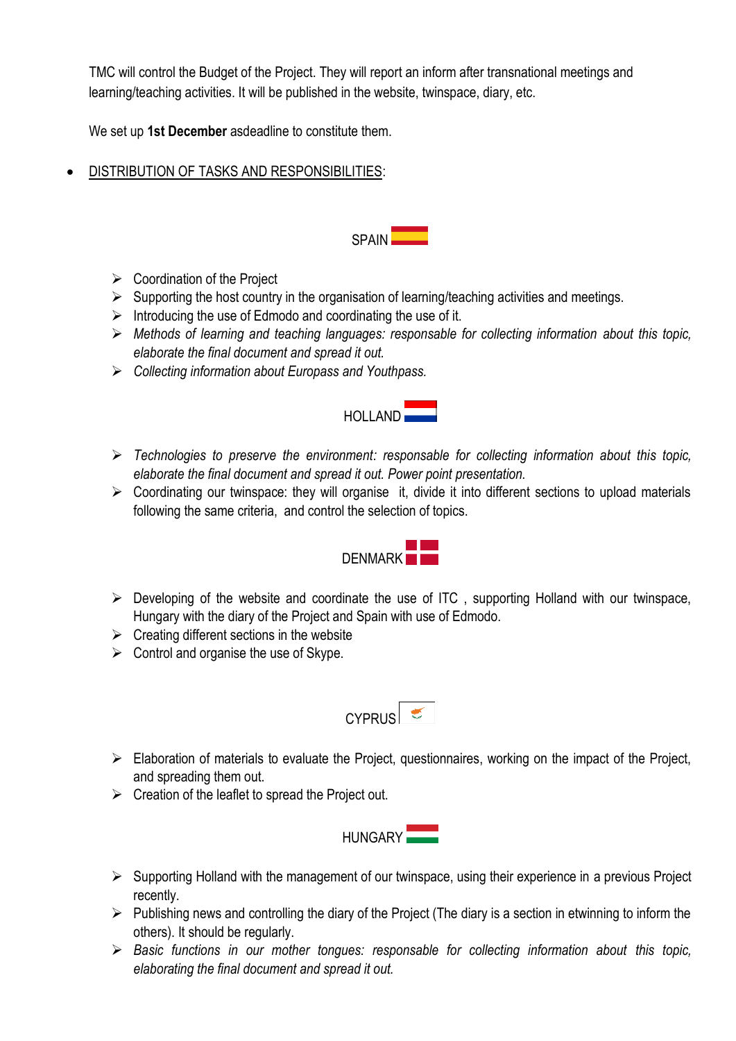TMC will control the Budget of the Project. They will report an inform after transnational meetings and learning/teaching activities. It will be published in the website, twinspace, diary, etc.

We set up **1st December** asdeadline to constitute them.

- <u>DISTRIBUTION OF TASKS AND RESPONSIBILITIES</u>:

SPAIN

- Coordination of the Project
- Supporting the host country in the organisation of learning/teaching activities and meetings.
- Introducing the use of Edmodo and coordinating the use of it.
- *Methods of learning and teaching languages: responsable for collecting information about this topic, elaborate the final document and spread it out.*
- *Collecting information about Europass and Youthpass.*

HOLLAND

- *Technologies to preserve the environment: responsable for collecting information about this topic, elaborate the final document and spread it out. Power point presentation.*
- Coordinating our twinspace: they will organise it, divide it into different sections to upload materials following the same criteria, and control the selection of topics.

DENMARK

- Developing of the website and coordinate the use of ITC , supporting Holland with our twinspace, Hungary with the diary of the Project and Spain with use of Edmodo.
- Creating different sections in the website
- Control and organise the use of Skype.

CYPRUS

- Elaboration of materials to evaluate the Project, questionnaires, working on the impact of the Project, and spreading them out.
- Creation of the leaflet to spread the Project out.

HUNGARY

- Supporting Holland with the management of our twinspace, using their experience in a previous Project recently.
- Publishing news and controlling the diary of the Project (The diary is a section in etwinning to inform the others). It should be regularly.
- *Basic functions in our mother tongues: responsable for collecting information about this topic, elaborating the final document and spread it out.*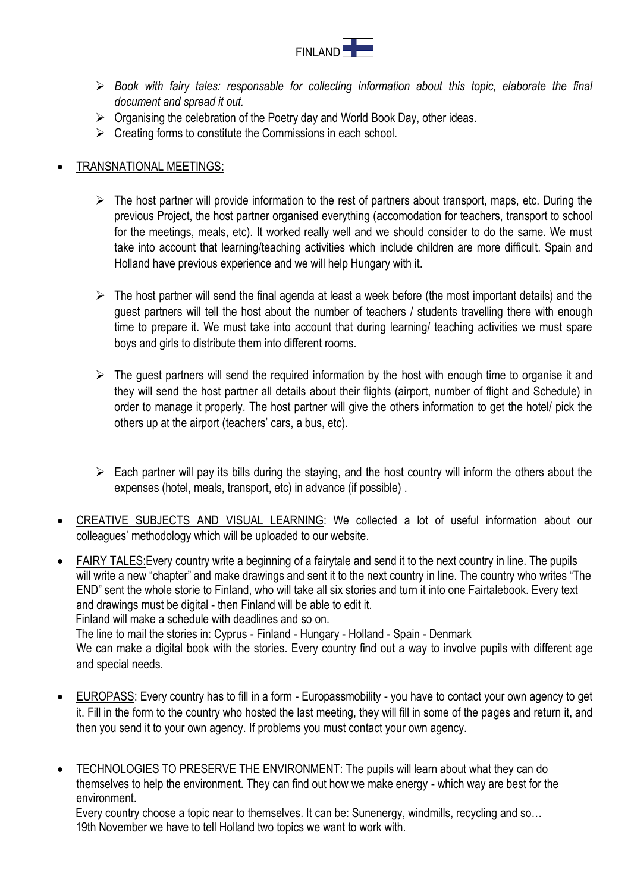FINLAND

- *Book with fairy tales: responsable for collecting information about this topic, elaborate the final document and spread it out.*
- Organising the celebration of the Poetry day and World Book Day, other ideas.
- Creating forms to constitute the Commissions in each school.

- TRANSNATIONAL MEETINGS:
  - The host partner will provide information to the rest of partners about transport, maps, etc. During the previous Project, the host partner organised everything (accomodation for teachers, transport to school for the meetings, meals, etc). It worked really well and we should consider to do the same. We must take into account that learning/teaching activities which include children are more difficult. Spain and Holland have previous experience and we will help Hungary with it.
  - The host partner will send the final agenda at least a week before (the most important details) and the guest partners will tell the host about the number of teachers / students travelling there with enough time to prepare it. We must take into account that during learning/ teaching activities we must spare boys and girls to distribute them into different rooms.
  - The guest partners will send the required information by the host with enough time to organise it and they will send the host partner all details about their flights (airport, number of flight and Schedule) in order to manage it properly. The host partner will give the others information to get the hotel/ pick the others up at the airport (teachers' cars, a bus, etc).
  - Each partner will pay its bills during the staying, and the host country will inform the others about the expenses (hotel, meals, transport, etc) in advance (if possible) .

- CREATIVE SUBJECTS AND VISUAL LEARNING: We collected a lot of useful information about our colleagues' methodology which will be uploaded to our website.

- FAIRY TALES:Every country write a beginning of a fairytale and send it to the next country in line. The pupils will write a new "chapter" and make drawings and sent it to the next country in line. The country who writes "The END" sent the whole storie to Finland, who will take all six stories and turn it into one Fairtalebook. Every text and drawings must be digital - then Finland will be able to edit it.
  Finland will make a schedule with deadlines and so on.
  The line to mail the stories in: Cyprus - Finland - Hungary - Holland - Spain - Denmark
  We can make a digital book with the stories. Every country find out a way to involve pupils with different age and special needs.

- EUROPASS: Every country has to fill in a form - Europassmobility - you have to contact your own agency to get it. Fill in the form to the country who hosted the last meeting, they will fill in some of the pages and return it, and then you send it to your own agency. If problems you must contact your own agency.

- TECHNOLOGIES TO PRESERVE THE ENVIRONMENT: The pupils will learn about what they can do themselves to help the environment. They can find out how we make energy - which way are best for the environment.
  Every country choose a topic near to themselves. It can be: Sunenergy, windmills, recycling and so…
  19th November we have to tell Holland two topics we want to work with.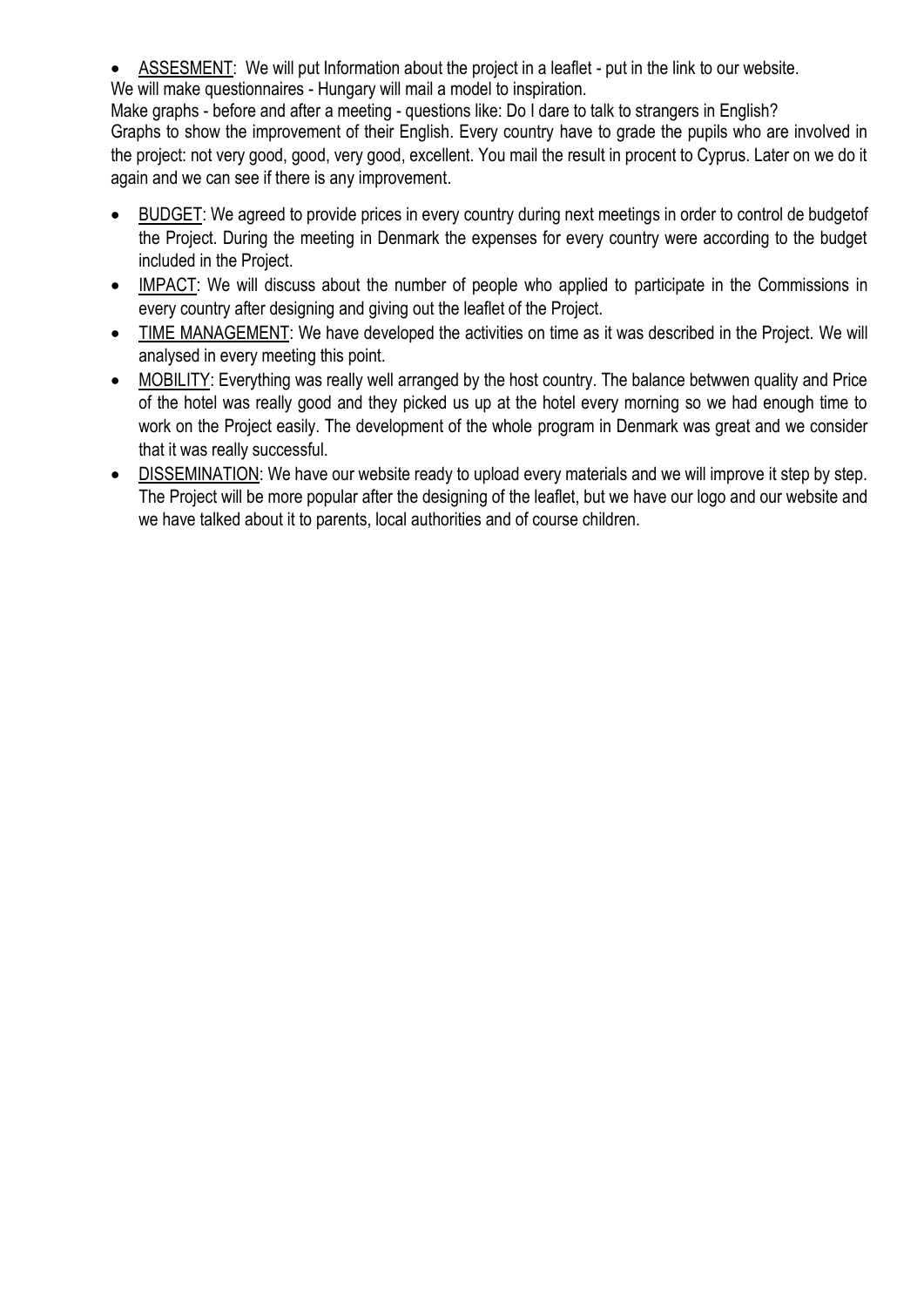- <u>ASSESMENT</u>: We will put Information about the project in a leaflet - put in the link to our website.

We will make questionnaires - Hungary will mail a model to inspiration.

Make graphs - before and after a meeting - questions like: Do I dare to talk to strangers in English?

Graphs to show the improvement of their English. Every country have to grade the pupils who are involved in the project: not very good, good, very good, excellent. You mail the result in procent to Cyprus. Later on we do it again and we can see if there is any improvement.

- <u>BUDGET</u>: We agreed to provide prices in every country during next meetings in order to control de budgetof the Project. During the meeting in Denmark the expenses for every country were according to the budget included in the Project.
- <u>IMPACT</u>: We will discuss about the number of people who applied to participate in the Commissions in every country after designing and giving out the leaflet of the Project.
- <u>TIME MANAGEMENT</u>: We have developed the activities on time as it was described in the Project. We will analysed in every meeting this point.
- <u>MOBILITY</u>: Everything was really well arranged by the host country. The balance betwwen quality and Price of the hotel was really good and they picked us up at the hotel every morning so we had enough time to work on the Project easily. The development of the whole program in Denmark was great and we consider that it was really successful.
- <u>DISSEMINATION</u>: We have our website ready to upload every materials and we will improve it step by step. The Project will be more popular after the designing of the leaflet, but we have our logo and our website and we have talked about it to parents, local authorities and of course children.